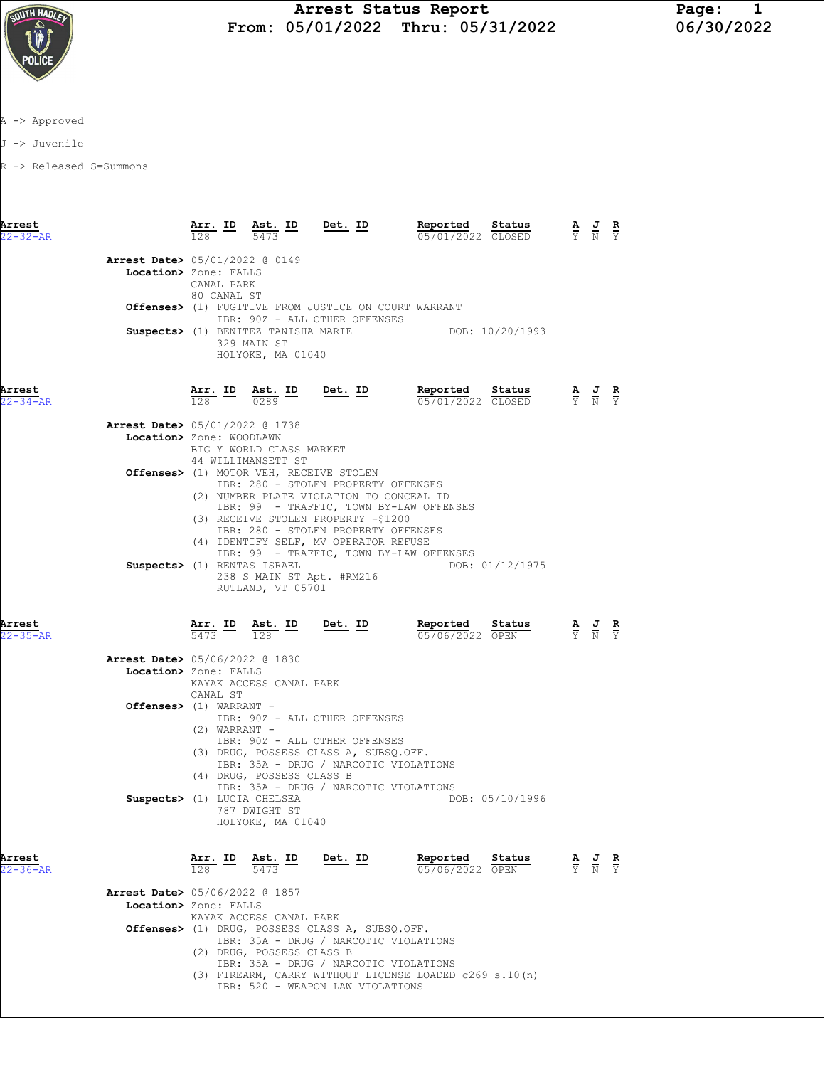# Arrest Status Report

**From: 05/01/2022 Thru: 05/31/2022**

06/30/2022

A -> Approved

J -> Juvenile

R -> Released S=Summons

| Arrest | Arr. ID | Ast. ID | Det. ID | Reported | Status | A | J | R |
|---|---|---|---|---|---|---|---|---|
| 22-32-AR | 128 | 5473 | | 05/01/2022 | CLOSED | Y | N | Y |

**Arrest Date>** 05/01/2022 @ 0149

**Location>** Zone: FALLS
CANAL PARK
80 CANAL ST

**Offenses>** (1) FUGITIVE FROM JUSTICE ON COURT WARRANT
IBR: 90Z - ALL OTHER OFFENSES

**Suspects>** (1) BENITEZ TANISHA MARIE DOB: 10/20/1993
329 MAIN ST
HOLYOKE, MA 01040

| Arrest | Arr. ID | Ast. ID | Det. ID | Reported | Status | A | J | R |
|---|---|---|---|---|---|---|---|---|
| 22-34-AR | 128 | 0289 | | 05/01/2022 | CLOSED | Y | N | Y |

**Arrest Date>** 05/01/2022 @ 1738

**Location>** Zone: WOODLAWN
BIG Y WORLD CLASS MARKET
44 WILLIMANSETT ST

**Offenses>** (1) MOTOR VEH, RECEIVE STOLEN
IBR: 280 - STOLEN PROPERTY OFFENSES
(2) NUMBER PLATE VIOLATION TO CONCEAL ID
IBR: 99 - TRAFFIC, TOWN BY-LAW OFFENSES
(3) RECEIVE STOLEN PROPERTY -$1200
IBR: 280 - STOLEN PROPERTY OFFENSES
(4) IDENTIFY SELF, MV OPERATOR REFUSE
IBR: 99 - TRAFFIC, TOWN BY-LAW OFFENSES

**Suspects>** (1) RENTAS ISRAEL DOB: 01/12/1975
238 S MAIN ST Apt. #RM216
RUTLAND, VT 05701

| Arrest | Arr. ID | Ast. ID | Det. ID | Reported | Status | A | J | R |
|---|---|---|---|---|---|---|---|---|
| 22-35-AR | 5473 | 128 | | 05/06/2022 | OPEN | Y | N | Y |

**Arrest Date>** 05/06/2022 @ 1830

**Location>** Zone: FALLS
KAYAK ACCESS CANAL PARK
CANAL ST

**Offenses>** (1) WARRANT -
IBR: 90Z - ALL OTHER OFFENSES
(2) WARRANT -
IBR: 90Z - ALL OTHER OFFENSES
(3) DRUG, POSSESS CLASS A, SUBSQ.OFF.
IBR: 35A - DRUG / NARCOTIC VIOLATIONS
(4) DRUG, POSSESS CLASS B
IBR: 35A - DRUG / NARCOTIC VIOLATIONS

**Suspects>** (1) LUCIA CHELSEA DOB: 05/10/1996
787 DWIGHT ST
HOLYOKE, MA 01040

| Arrest | Arr. ID | Ast. ID | Det. ID | Reported | Status | A | J | R |
|---|---|---|---|---|---|---|---|---|
| 22-36-AR | 128 | 5473 | | 05/06/2022 | OPEN | Y | N | Y |

**Arrest Date>** 05/06/2022 @ 1857

**Location>** Zone: FALLS
KAYAK ACCESS CANAL PARK

**Offenses>** (1) DRUG, POSSESS CLASS A, SUBSQ.OFF.
IBR: 35A - DRUG / NARCOTIC VIOLATIONS
(2) DRUG, POSSESS CLASS B
IBR: 35A - DRUG / NARCOTIC VIOLATIONS
(3) FIREARM, CARRY WITHOUT LICENSE LOADED c269 s.10(n)
IBR: 520 - WEAPON LAW VIOLATIONS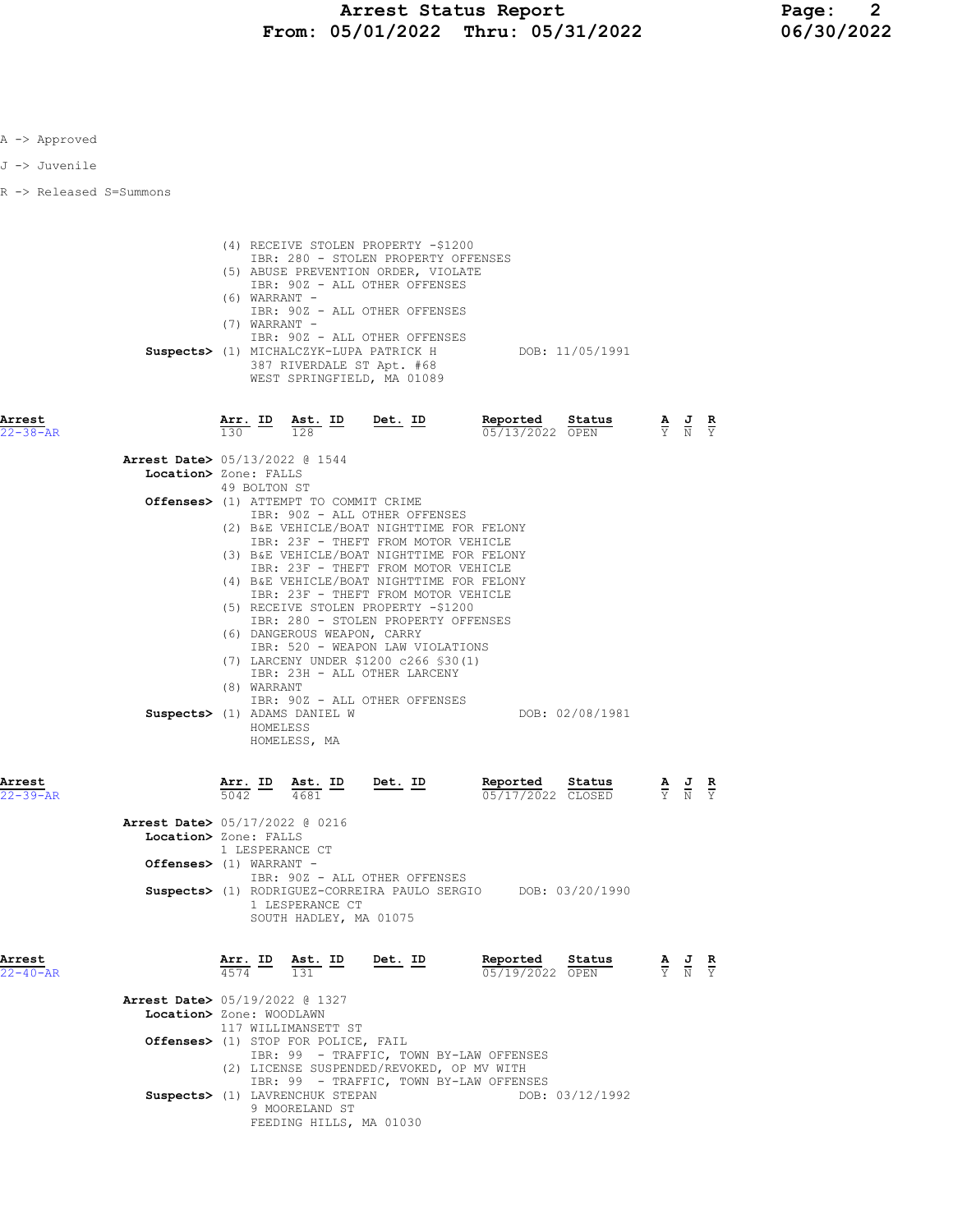A -> Approved

J -> Juvenile

R -> Released S=Summons

(4) RECEIVE STOLEN PROPERTY -$1200
IBR: 280 - STOLEN PROPERTY OFFENSES
(5) ABUSE PREVENTION ORDER, VIOLATE
IBR: 90Z - ALL OTHER OFFENSES
(6) WARRANT -
IBR: 90Z - ALL OTHER OFFENSES
(7) WARRANT -
IBR: 90Z - ALL OTHER OFFENSES

**Suspects>** (1) MICHALCZYK-LUPA PATRICK H — DOB: 11/05/1991
387 RIVERDALE ST Apt. #68
WEST SPRINGFIELD, MA 01089

---

| Arrest | Arr. ID | Ast. ID | Det. ID | Reported | Status | A | J | R |
|---|---|---|---|---|---|---|---|---|
| 22-38-AR | 130 | 128 | | 05/13/2022 | OPEN | Y | N | Y |

**Arrest Date>** 05/13/2022 @ 1544
**Location>** Zone: FALLS
49 BOLTON ST
**Offenses>** (1) ATTEMPT TO COMMIT CRIME
IBR: 90Z - ALL OTHER OFFENSES
(2) B&E VEHICLE/BOAT NIGHTTIME FOR FELONY
IBR: 23F - THEFT FROM MOTOR VEHICLE
(3) B&E VEHICLE/BOAT NIGHTTIME FOR FELONY
IBR: 23F - THEFT FROM MOTOR VEHICLE
(4) B&E VEHICLE/BOAT NIGHTTIME FOR FELONY
IBR: 23F - THEFT FROM MOTOR VEHICLE
(5) RECEIVE STOLEN PROPERTY -$1200
IBR: 280 - STOLEN PROPERTY OFFENSES
(6) DANGEROUS WEAPON, CARRY
IBR: 520 - WEAPON LAW VIOLATIONS
(7) LARCENY UNDER $1200 c266 §30(1)
IBR: 23H - ALL OTHER LARCENY
(8) WARRANT
IBR: 90Z - ALL OTHER OFFENSES
**Suspects>** (1) ADAMS DANIEL W — DOB: 02/08/1981
HOMELESS
HOMELESS, MA

---

| Arrest | Arr. ID | Ast. ID | Det. ID | Reported | Status | A | J | R |
|---|---|---|---|---|---|---|---|---|
| 22-39-AR | 5042 | 4681 | | 05/17/2022 | CLOSED | Y | N | Y |

**Arrest Date>** 05/17/2022 @ 0216
**Location>** Zone: FALLS
1 LESPERANCE CT
**Offenses>** (1) WARRANT -
IBR: 90Z - ALL OTHER OFFENSES
**Suspects>** (1) RODRIGUEZ-CORREIRA PAULO SERGIO — DOB: 03/20/1990
1 LESPERANCE CT
SOUTH HADLEY, MA 01075

---

| Arrest | Arr. ID | Ast. ID | Det. ID | Reported | Status | A | J | R |
|---|---|---|---|---|---|---|---|---|
| 22-40-AR | 4574 | 131 | | 05/19/2022 | OPEN | Y | N | Y |

**Arrest Date>** 05/19/2022 @ 1327
**Location>** Zone: WOODLAWN
117 WILLIMANSETT ST
**Offenses>** (1) STOP FOR POLICE, FAIL
IBR: 99 - TRAFFIC, TOWN BY-LAW OFFENSES
(2) LICENSE SUSPENDED/REVOKED, OP MV WITH
IBR: 99 - TRAFFIC, TOWN BY-LAW OFFENSES
**Suspects>** (1) LAVRENCHUK STEPAN — DOB: 03/12/1992
9 MOORELAND ST
FEEDING HILLS, MA 01030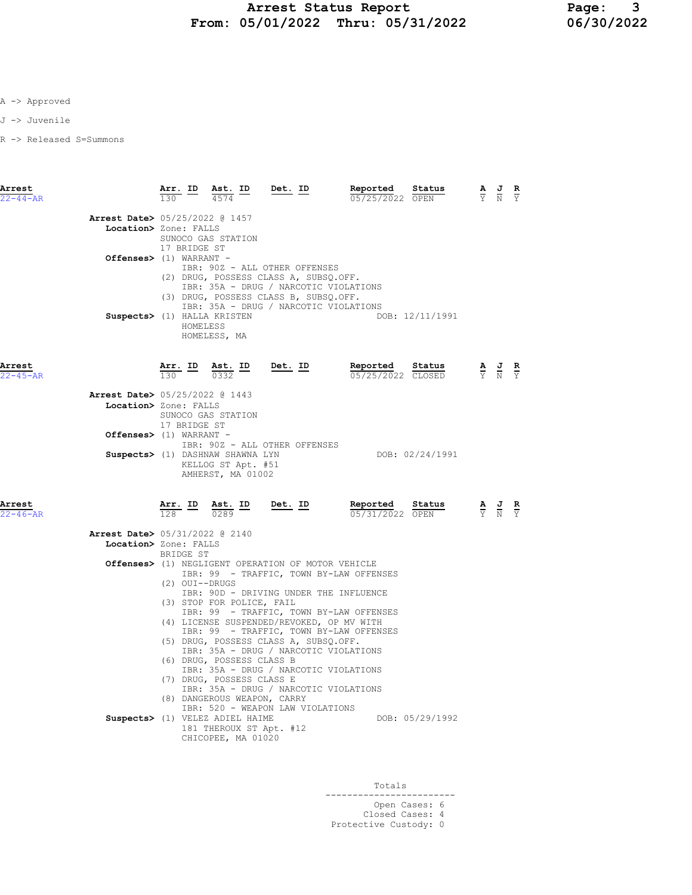A -> Approved

J -> Juvenile

R -> Released S=Summons

| Arrest | Arr. ID | Ast. ID | Det. ID | Reported | Status | A | J | R |
|---|---|---|---|---|---|---|---|---|
| 22-44-AR | 130 | 4574 | | 05/25/2022 | OPEN | Y | N | Y |

**Arrest Date>** 05/25/2022 @ 1457
**Location>** Zone: FALLS
SUNOCO GAS STATION
17 BRIDGE ST
**Offenses>** (1) WARRANT -
IBR: 90Z - ALL OTHER OFFENSES
(2) DRUG, POSSESS CLASS A, SUBSQ.OFF.
IBR: 35A - DRUG / NARCOTIC VIOLATIONS
(3) DRUG, POSSESS CLASS B, SUBSQ.OFF.
IBR: 35A - DRUG / NARCOTIC VIOLATIONS
**Suspects>** (1) HALLA KRISTEN DOB: 12/11/1991
HOMELESS
HOMELESS, MA

| Arrest | Arr. ID | Ast. ID | Det. ID | Reported | Status | A | J | R |
|---|---|---|---|---|---|---|---|---|
| 22-45-AR | 130 | 0332 | | 05/25/2022 | CLOSED | Y | N | Y |

**Arrest Date>** 05/25/2022 @ 1443
**Location>** Zone: FALLS
SUNOCO GAS STATION
17 BRIDGE ST
**Offenses>** (1) WARRANT -
IBR: 90Z - ALL OTHER OFFENSES
**Suspects>** (1) DASHNAW SHAWNA LYN DOB: 02/24/1991
KELLOG ST Apt. #51
AMHERST, MA 01002

| Arrest | Arr. ID | Ast. ID | Det. ID | Reported | Status | A | J | R |
|---|---|---|---|---|---|---|---|---|
| 22-46-AR | 128 | 0289 | | 05/31/2022 | OPEN | Y | N | Y |

**Arrest Date>** 05/31/2022 @ 2140
**Location>** Zone: FALLS
BRIDGE ST
**Offenses>** (1) NEGLIGENT OPERATION OF MOTOR VEHICLE
IBR: 99 - TRAFFIC, TOWN BY-LAW OFFENSES
(2) OUI--DRUGS
IBR: 90D - DRIVING UNDER THE INFLUENCE
(3) STOP FOR POLICE, FAIL
IBR: 99 - TRAFFIC, TOWN BY-LAW OFFENSES
(4) LICENSE SUSPENDED/REVOKED, OP MV WITH
IBR: 99 - TRAFFIC, TOWN BY-LAW OFFENSES
(5) DRUG, POSSESS CLASS A, SUBSQ.OFF.
IBR: 35A - DRUG / NARCOTIC VIOLATIONS
(6) DRUG, POSSESS CLASS B
IBR: 35A - DRUG / NARCOTIC VIOLATIONS
(7) DRUG, POSSESS CLASS E
IBR: 35A - DRUG / NARCOTIC VIOLATIONS
(8) DANGEROUS WEAPON, CARRY
IBR: 520 - WEAPON LAW VIOLATIONS
**Suspects>** (1) VELEZ ADIEL HAIME DOB: 05/29/1992
181 THEROUX ST Apt. #12
CHICOPEE, MA 01020

Totals

Open Cases: 6
Closed Cases: 4
Protective Custody: 0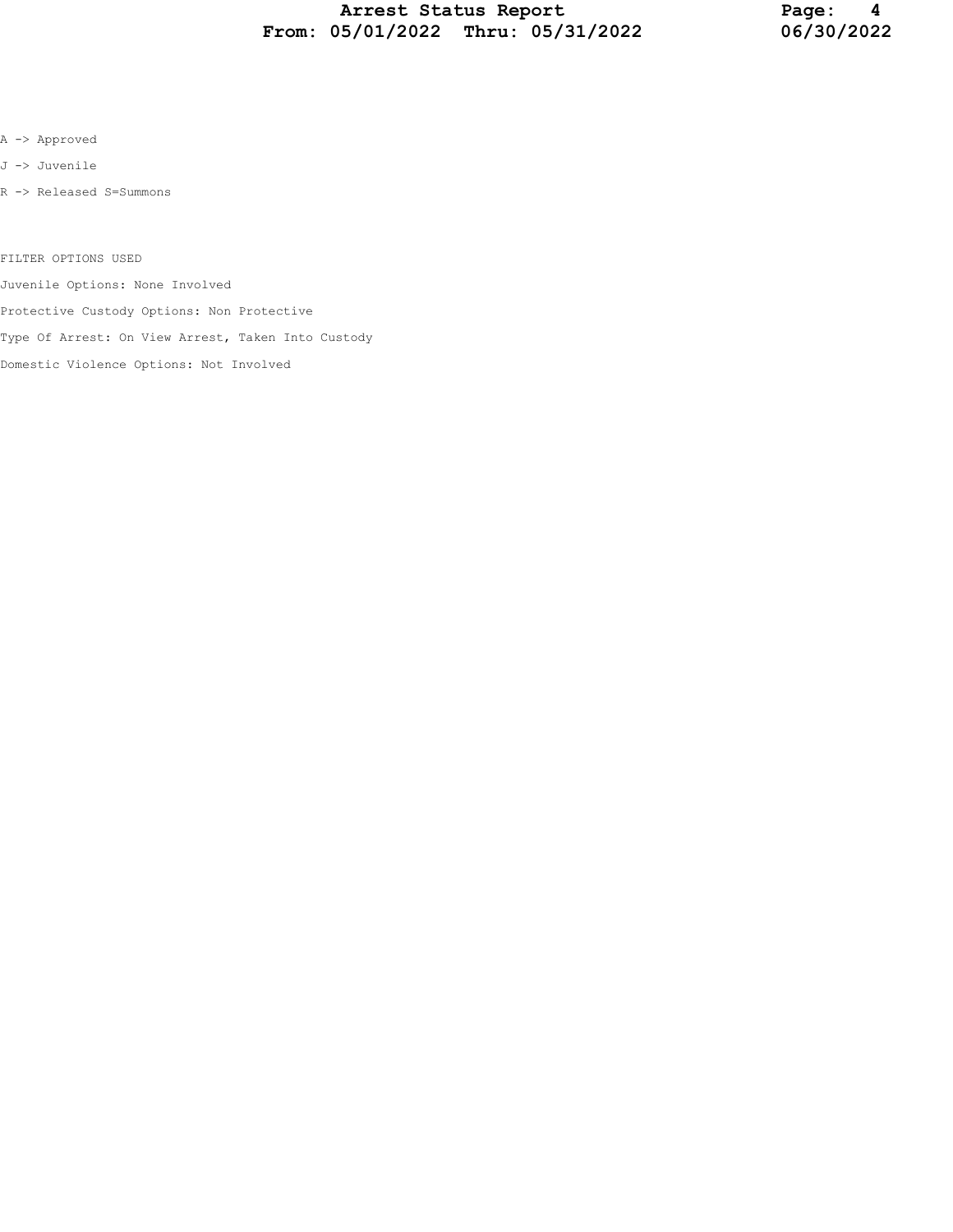A -> Approved

J -> Juvenile

R -> Released S=Summons

FILTER OPTIONS USED

Juvenile Options: None Involved

Protective Custody Options: Non Protective

Type Of Arrest: On View Arrest, Taken Into Custody

Domestic Violence Options: Not Involved